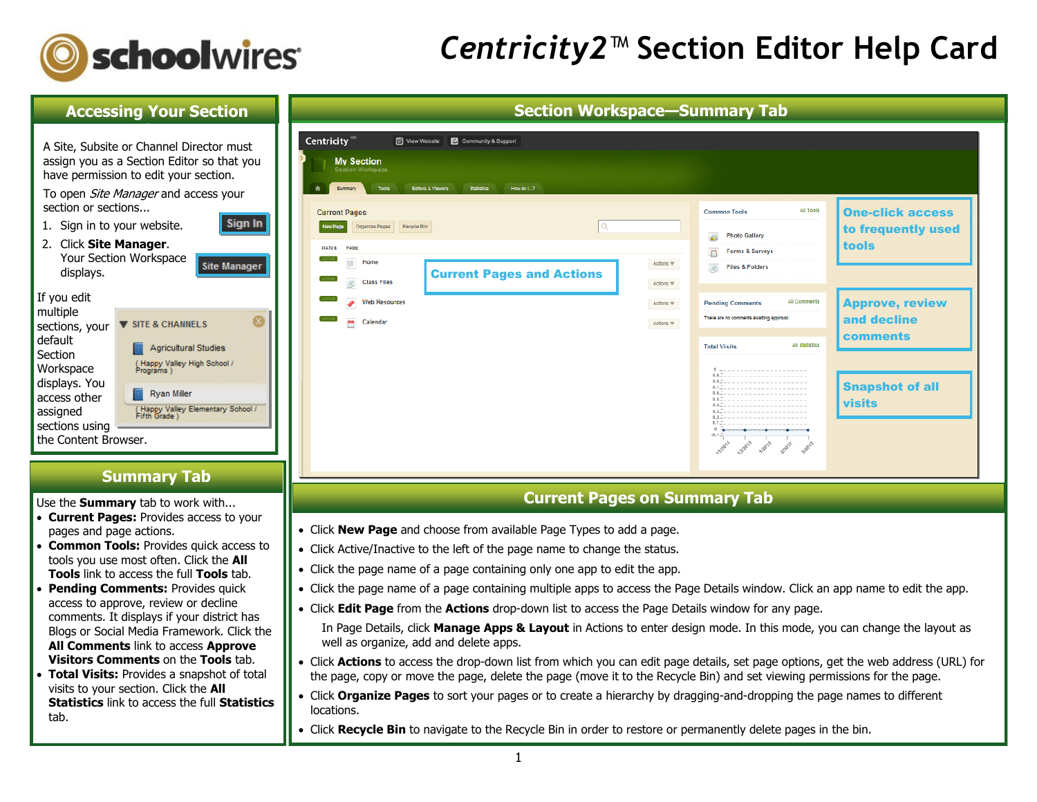# Centricity2™ Section Editor Help Card

## Accessing Your Section

A Site, Subsite or Channel Director must assign you as a Section Editor so that you have permission to edit your section.

To open *Site Manager* and access your section or sections...

1. Sign in to your website.
2. Click **Site Manager**. Your Section Workspace displays.

If you edit multiple sections, your default Section Workspace displays. You access other assigned sections using the Content Browser.

## Summary Tab

Use the **Summary** tab to work with...

- **Current Pages:** Provides access to your pages and page actions.
- **Common Tools:** Provides quick access to tools you use most often. Click the **All Tools** link to access the full **Tools** tab.
- **Pending Comments:** Provides quick access to approve, review or decline comments. It displays if your district has Blogs or Social Media Framework. Click the **All Comments** link to access **Approve Visitors Comments** on the **Tools** tab.
- **Total Visits:** Provides a snapshot of total visits to your section. Click the **All Statistics** link to access the full **Statistics** tab.

## Section Workspace—Summary Tab

- Current Pages and Actions
- One-click access to frequently used tools
- Approve, review and decline comments
- Snapshot of all visits

## Current Pages on Summary Tab

- Click **New Page** and choose from available Page Types to add a page.
- Click Active/Inactive to the left of the page name to change the status.
- Click the page name of a page containing only one app to edit the app.
- Click the page name of a page containing multiple apps to access the Page Details window. Click an app name to edit the app.
- Click **Edit Page** from the **Actions** drop-down list to access the Page Details window for any page.

  In Page Details, click **Manage Apps & Layout** in Actions to enter design mode. In this mode, you can change the layout as well as organize, add and delete apps.
- Click **Actions** to access the drop-down list from which you can edit page details, set page options, get the web address (URL) for the page, copy or move the page, delete the page (move it to the Recycle Bin) and set viewing permissions for the page.
- Click **Organize Pages** to sort your pages or to create a hierarchy by dragging-and-dropping the page names to different locations.
- Click **Recycle Bin** to navigate to the Recycle Bin in order to restore or permanently delete pages in the bin.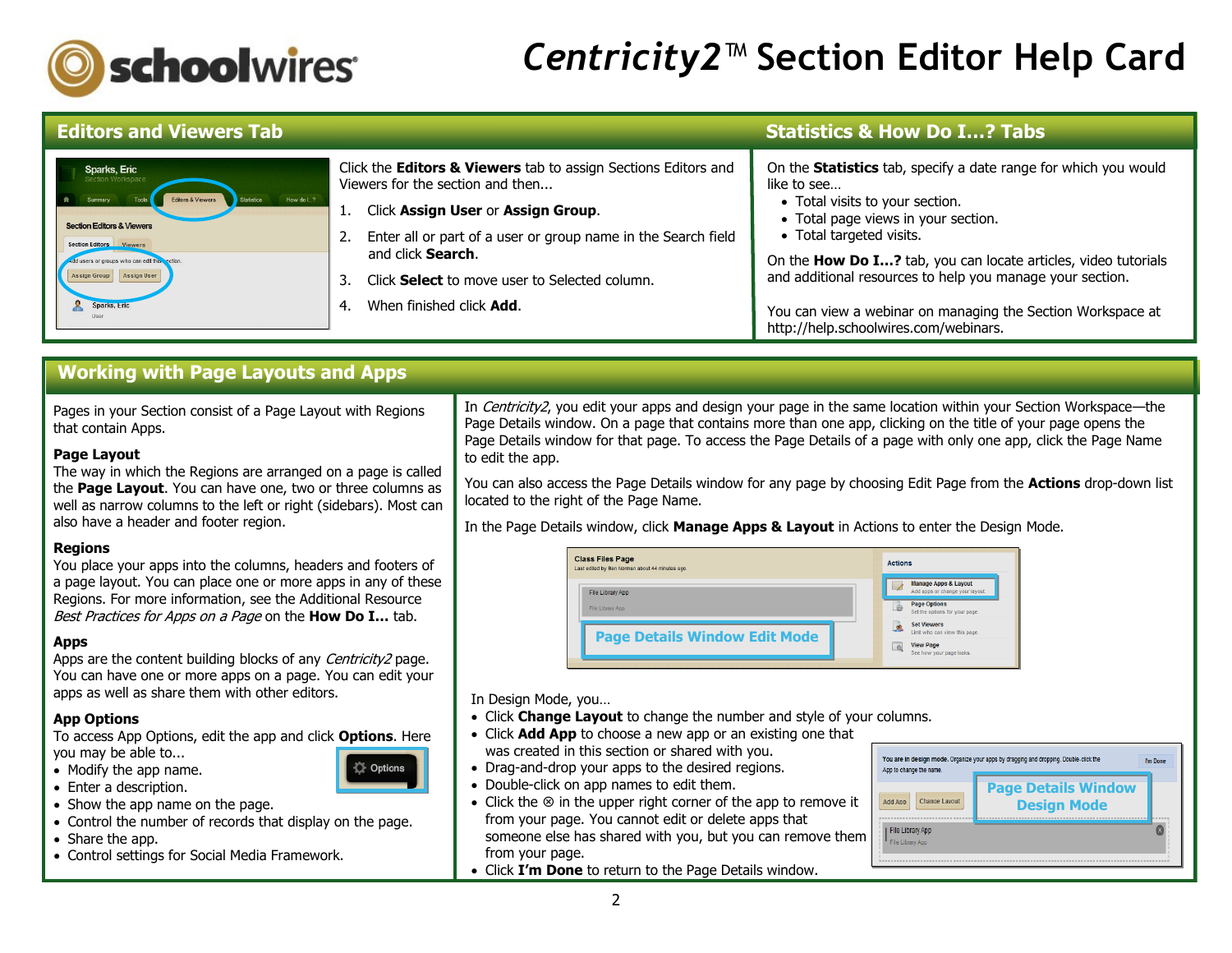# Centricity2™ Section Editor Help Card

## Editors and Viewers Tab

Click the **Editors & Viewers** tab to assign Sections Editors and Viewers for the section and then...

1. Click **Assign User** or **Assign Group**.
2. Enter all or part of a user or group name in the Search field and click **Search**.
3. Click **Select** to move user to Selected column.
4. When finished click **Add**.

## Statistics & How Do I...? Tabs

On the **Statistics** tab, specify a date range for which you would like to see…

- Total visits to your section.
- Total page views in your section.
- Total targeted visits.

On the **How Do I...?** tab, you can locate articles, video tutorials and additional resources to help you manage your section.

You can view a webinar on managing the Section Workspace at http://help.schoolwires.com/webinars.

## Working with Page Layouts and Apps

Pages in your Section consist of a Page Layout with Regions that contain Apps.

### Page Layout

The way in which the Regions are arranged on a page is called the **Page Layout**. You can have one, two or three columns as well as narrow columns to the left or right (sidebars). Most can also have a header and footer region.

### Regions

You place your apps into the columns, headers and footers of a page layout. You can place one or more apps in any of these Regions. For more information, see the Additional Resource *Best Practices for Apps on a Page* on the **How Do I...** tab.

### Apps

Apps are the content building blocks of any *Centricity2* page. You can have one or more apps on a page. You can edit your apps as well as share them with other editors.

### App Options

To access App Options, edit the app and click **Options**. Here you may be able to...

- Modify the app name.
- Enter a description.
- Show the app name on the page.
- Control the number of records that display on the page.
- Share the app.
- Control settings for Social Media Framework.

In *Centricity2*, you edit your apps and design your page in the same location within your Section Workspace—the Page Details window. On a page that contains more than one app, clicking on the title of your page opens the Page Details window for that page. To access the Page Details of a page with only one app, click the Page Name to edit the app.

You can also access the Page Details window for any page by choosing Edit Page from the **Actions** drop-down list located to the right of the Page Name.

In the Page Details window, click **Manage Apps & Layout** in Actions to enter the Design Mode.

Page Details Window Edit Mode

In Design Mode, you…

- Click **Change Layout** to change the number and style of your columns.
- Click **Add App** to choose a new app or an existing one that was created in this section or shared with you.
- Drag-and-drop your apps to the desired regions.
- Double-click on app names to edit them.
- Click the ⊗ in the upper right corner of the app to remove it from your page. You cannot edit or delete apps that someone else has shared with you, but you can remove them from your page.
- Click **I'm Done** to return to the Page Details window.

Page Details Window Design Mode